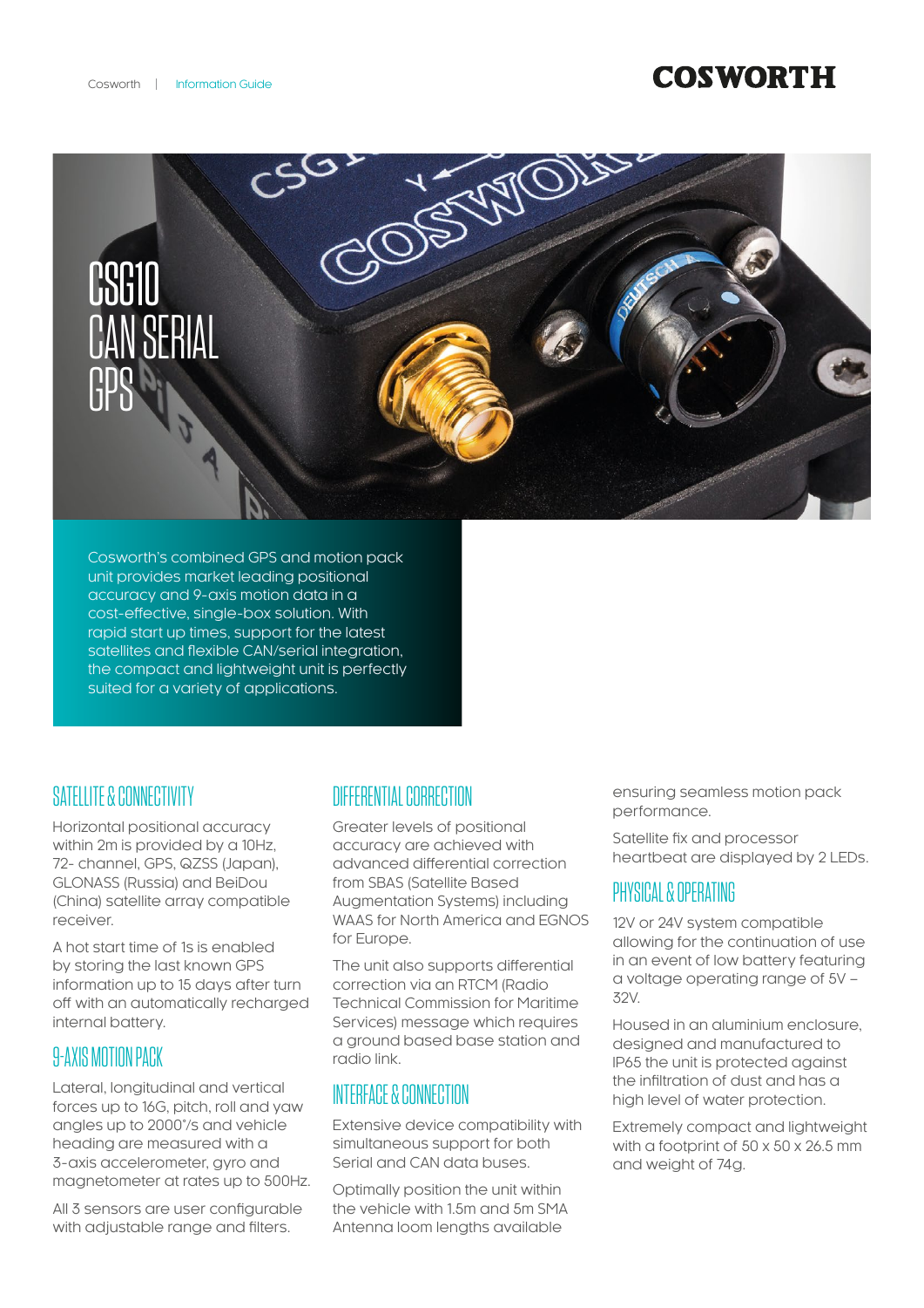# CSG10 CAN SERIAL GPS

Cosworth's combined GPS and motion pack unit provides market leading positional accuracy and 9-axis motion data in a cost-effective, single-box solution. With rapid start up times, support for the latest satellites and flexible CAN/serial integration, the compact and lightweight unit is perfectly suited for a variety of applications.

## SATELLITE & CONNECTIVITY

Horizontal positional accuracy within 2m is provided by a 10Hz, 72- channel, GPS, QZSS (Japan), GLONASS (Russia) and BeiDou (China) satellite array compatible receiver.

A hot start time of 1s is enabled by storing the last known GPS information up to 15 days after turn off with an automatically recharged internal battery.

## 9-AXIS MOTION PACK

Lateral, longitudinal and vertical forces up to 16G, pitch, roll and yaw angles up to 2000°/s and vehicle heading are measured with a 3-axis accelerometer, gyro and magnetometer at rates up to 500Hz.

All 3 sensors are user configurable with adjustable range and filters.

## DIFFERENTIAL CORRECTION

Greater levels of positional accuracy are achieved with advanced differential correction from SBAS (Satellite Based Augmentation Systems) including WAAS for North America and EGNOS for Europe.

The unit also supports differential correction via an RTCM (Radio Technical Commission for Maritime Services) message which requires a ground based base station and radio link.

## INTERFACE & CONNECTION

Extensive device compatibility with simultaneous support for both Serial and CAN data buses.

Optimally position the unit within the vehicle with 1.5m and 5m SMA Antenna loom lengths available ensuring seamless motion pack performance.

Satellite fix and processor heartbeat are displayed by 2 LEDs.

## PHYSICAL & OPERATING

12V or 24V system compatible allowing for the continuation of use in an event of low battery featuring a voltage operating range of 5V – 32V.

Housed in an aluminium enclosure, designed and manufactured to IP65 the unit is protected against the infiltration of dust and has a high level of water protection.

Extremely compact and lightweight with a footprint of 50 x 50 x 26.5 mm and weight of 74g.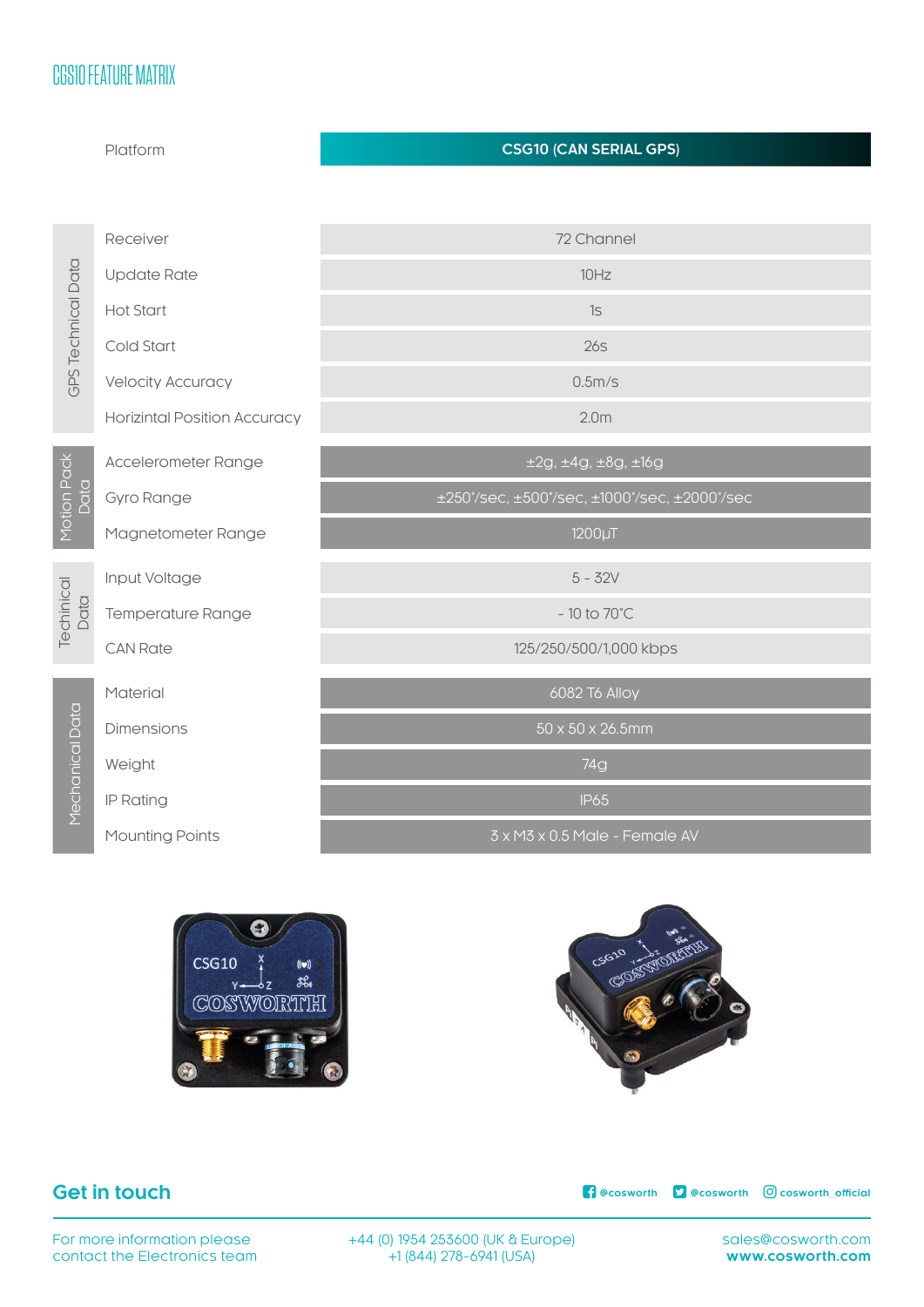# CGS10 FEATURE MATRIX

| | Platform | CSG10 (CAN SERIAL GPS) |
|---|---|---|
| GPS Technical Data | Receiver | 72 Channel |
| | Update Rate | 10Hz |
| | Hot Start | 1s |
| | Cold Start | 26s |
| | Velocity Accuracy | 0.5m/s |
| | Horizintal Position Accuracy | 2.0m |
| Motion Pack Data | Accelerometer Range | ±2g, ±4g, ±8g, ±16g |
| | Gyro Range | ±250˚/sec, ±500˚/sec, ±1000˚/sec, ±2000˚/sec |
| | Magnetometer Range | 1200µT |
| Techinical Data | Input Voltage | 5 - 32V |
| | Temperature Range | - 10 to 70˚C |
| | CAN Rate | 125/250/500/1,000 kbps |
| Mechanical Data | Material | 6082 T6 Alloy |
| | Dimensions | 50 x 50 x 26.5mm |
| | Weight | 74g |
| | IP Rating | IP65 |
| | Mounting Points | 3 x M3 x 0.5 Male - Female AV |

## Get in touch

@cosworth @cosworth cosworth_official

For more information please contact the Electronics team

+44 (0) 1954 253600 (UK & Europe)
+1 (844) 278-6941 (USA)

sales@cosworth.com
**www.cosworth.com**